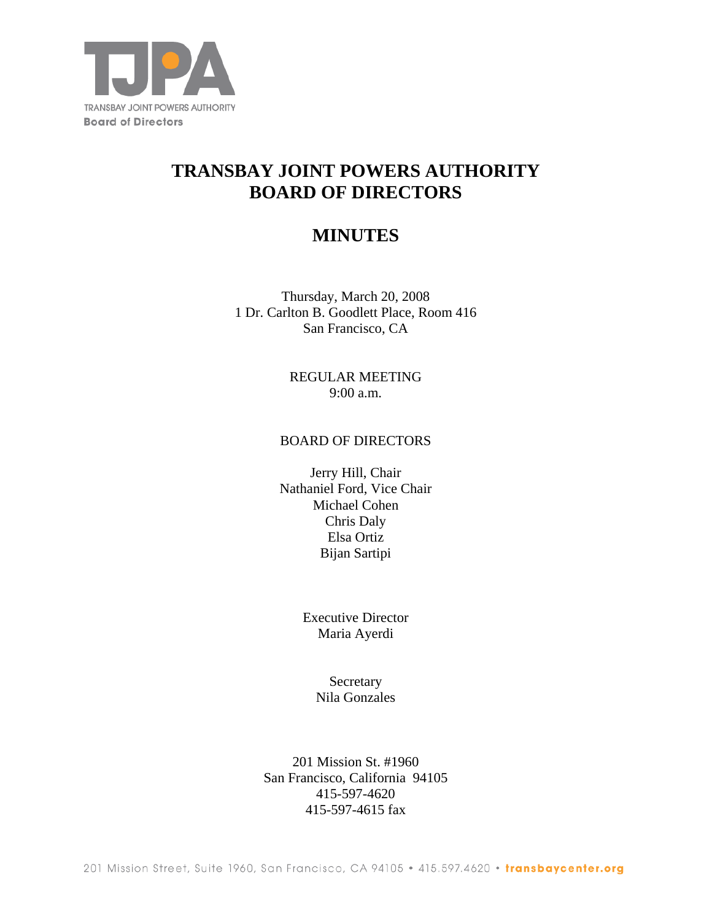TJPA

TRANSBAY JOINT POWERS AUTHORITY
Board of Directors

# TRANSBAY JOINT POWERS AUTHORITY BOARD OF DIRECTORS

# MINUTES

Thursday, March 20, 2008
1 Dr. Carlton B. Goodlett Place, Room 416
San Francisco, CA

REGULAR MEETING
9:00 a.m.

BOARD OF DIRECTORS

Jerry Hill, Chair
Nathaniel Ford, Vice Chair
Michael Cohen
Chris Daly
Elsa Ortiz
Bijan Sartipi

Executive Director
Maria Ayerdi

Secretary
Nila Gonzales

201 Mission St. #1960
San Francisco, California 94105
415-597-4620
415-597-4615 fax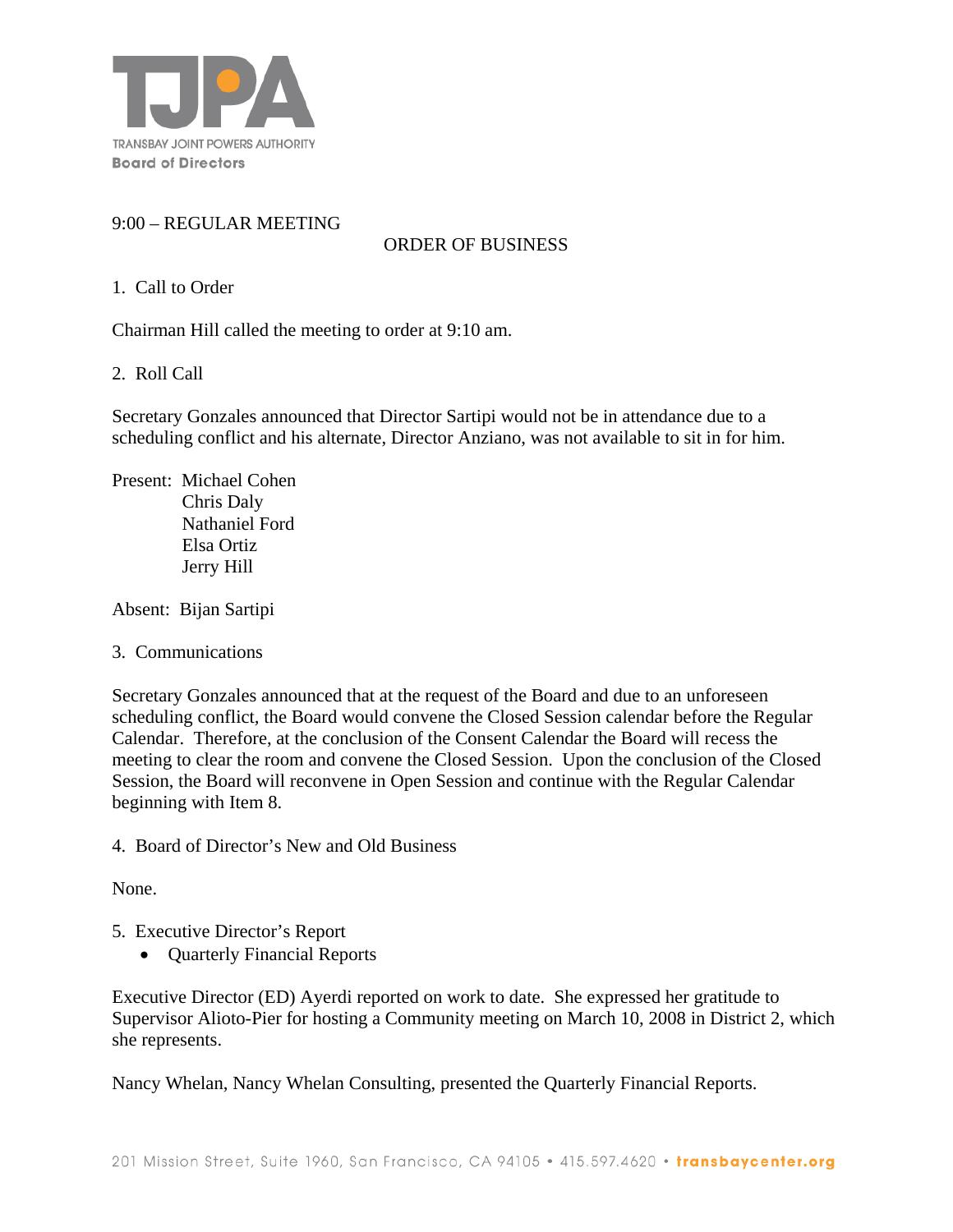9:00 – REGULAR MEETING

ORDER OF BUSINESS

1. Call to Order

Chairman Hill called the meeting to order at 9:10 am.

2. Roll Call

Secretary Gonzales announced that Director Sartipi would not be in attendance due to a scheduling conflict and his alternate, Director Anziano, was not available to sit in for him.

Present: Michael Cohen
Chris Daly
Nathaniel Ford
Elsa Ortiz
Jerry Hill

Absent: Bijan Sartipi

3. Communications

Secretary Gonzales announced that at the request of the Board and due to an unforeseen scheduling conflict, the Board would convene the Closed Session calendar before the Regular Calendar. Therefore, at the conclusion of the Consent Calendar the Board will recess the meeting to clear the room and convene the Closed Session. Upon the conclusion of the Closed Session, the Board will reconvene in Open Session and continue with the Regular Calendar beginning with Item 8.

4. Board of Director's New and Old Business

None.

5. Executive Director's Report
   - Quarterly Financial Reports

Executive Director (ED) Ayerdi reported on work to date. She expressed her gratitude to Supervisor Alioto-Pier for hosting a Community meeting on March 10, 2008 in District 2, which she represents.

Nancy Whelan, Nancy Whelan Consulting, presented the Quarterly Financial Reports.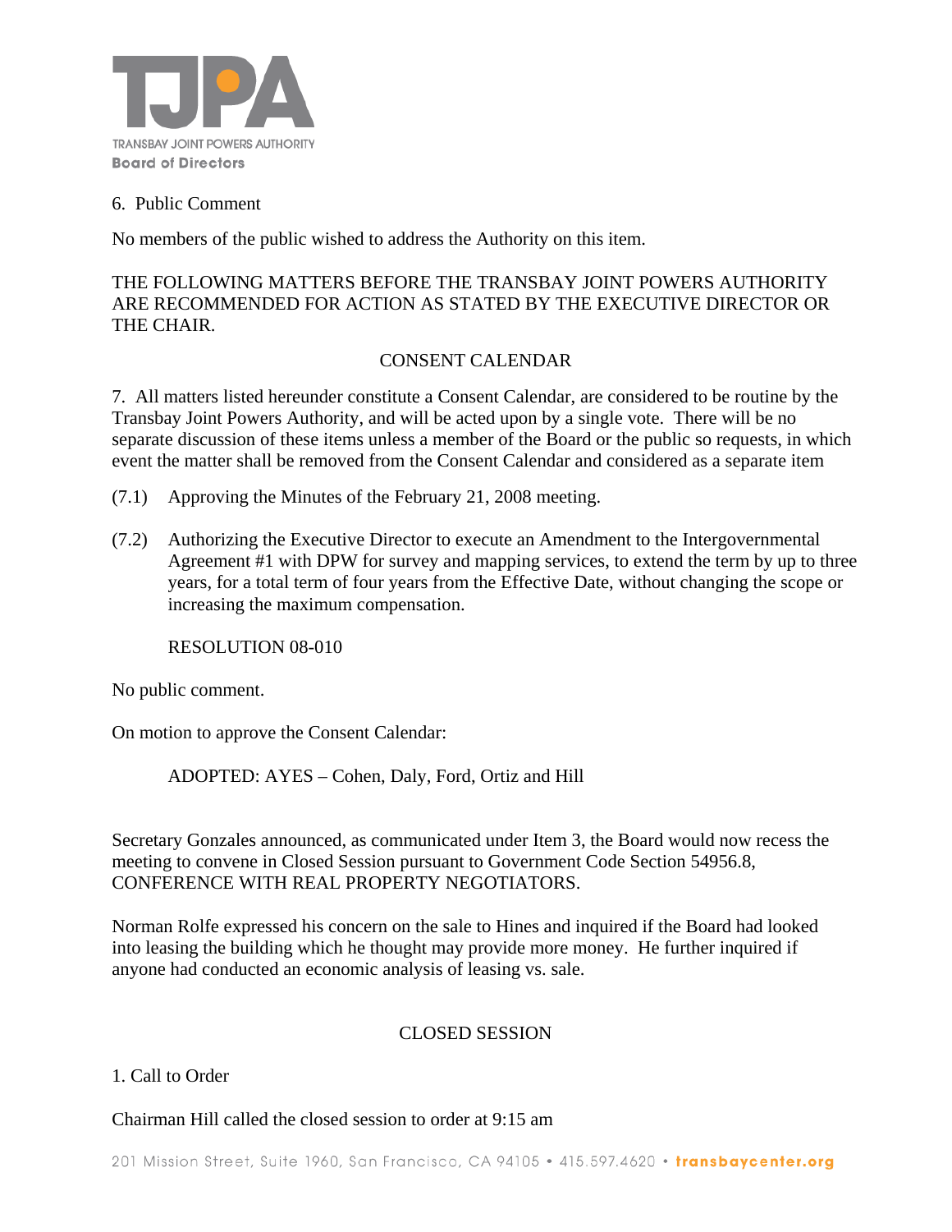6. Public Comment

No members of the public wished to address the Authority on this item.

THE FOLLOWING MATTERS BEFORE THE TRANSBAY JOINT POWERS AUTHORITY ARE RECOMMENDED FOR ACTION AS STATED BY THE EXECUTIVE DIRECTOR OR THE CHAIR.

CONSENT CALENDAR

7. All matters listed hereunder constitute a Consent Calendar, are considered to be routine by the Transbay Joint Powers Authority, and will be acted upon by a single vote. There will be no separate discussion of these items unless a member of the Board or the public so requests, in which event the matter shall be removed from the Consent Calendar and considered as a separate item

(7.1) Approving the Minutes of the February 21, 2008 meeting.

(7.2) Authorizing the Executive Director to execute an Amendment to the Intergovernmental Agreement #1 with DPW for survey and mapping services, to extend the term by up to three years, for a total term of four years from the Effective Date, without changing the scope or increasing the maximum compensation.

RESOLUTION 08-010

No public comment.

On motion to approve the Consent Calendar:

ADOPTED: AYES – Cohen, Daly, Ford, Ortiz and Hill

Secretary Gonzales announced, as communicated under Item 3, the Board would now recess the meeting to convene in Closed Session pursuant to Government Code Section 54956.8, CONFERENCE WITH REAL PROPERTY NEGOTIATORS.

Norman Rolfe expressed his concern on the sale to Hines and inquired if the Board had looked into leasing the building which he thought may provide more money. He further inquired if anyone had conducted an economic analysis of leasing vs. sale.

CLOSED SESSION

1. Call to Order

Chairman Hill called the closed session to order at 9:15 am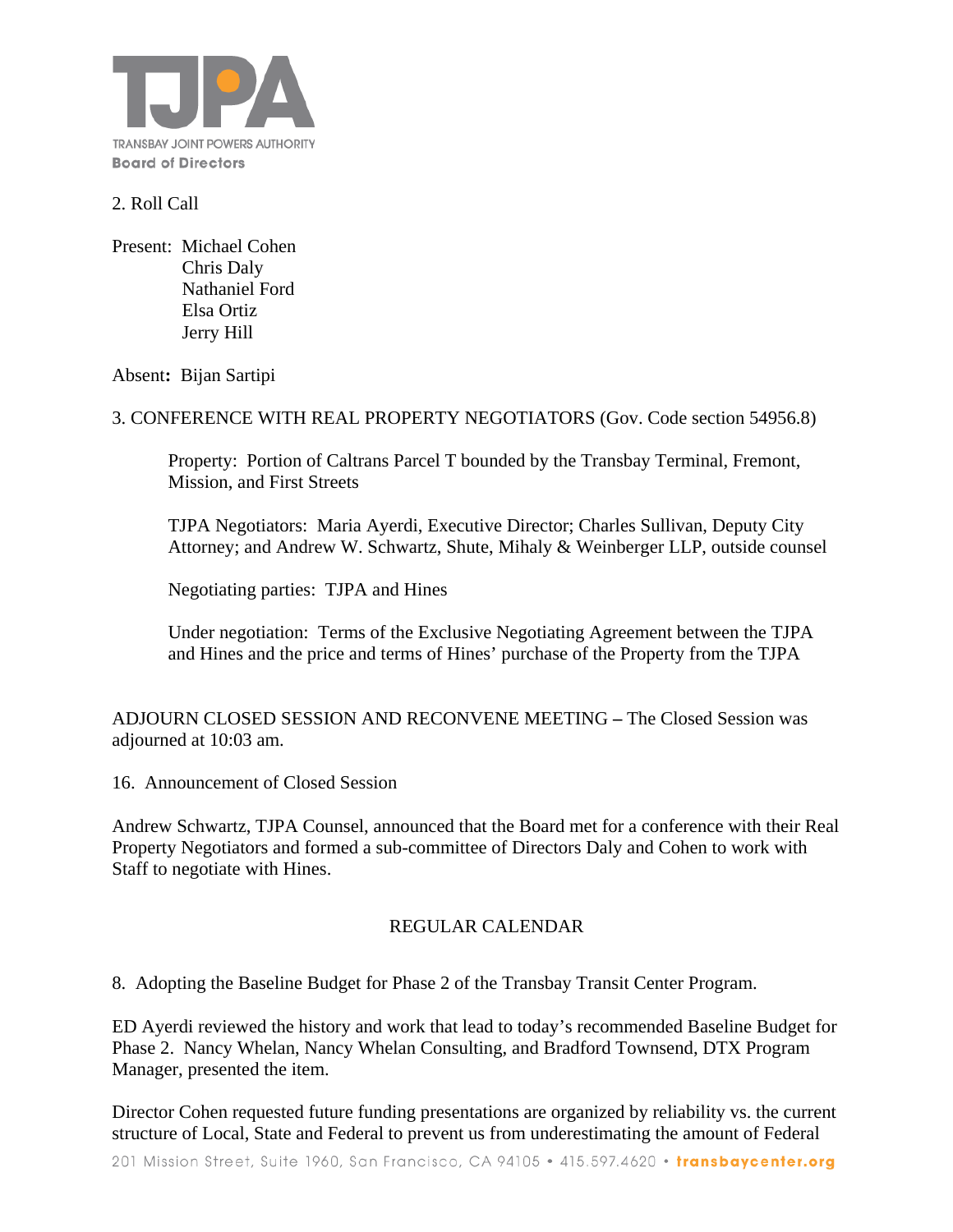2. Roll Call

Present: Michael Cohen
Chris Daly
Nathaniel Ford
Elsa Ortiz
Jerry Hill

Absent**:** Bijan Sartipi

3. CONFERENCE WITH REAL PROPERTY NEGOTIATORS (Gov. Code section 54956.8)

Property: Portion of Caltrans Parcel T bounded by the Transbay Terminal, Fremont, Mission, and First Streets

TJPA Negotiators: Maria Ayerdi, Executive Director; Charles Sullivan, Deputy City Attorney; and Andrew W. Schwartz, Shute, Mihaly & Weinberger LLP, outside counsel

Negotiating parties: TJPA and Hines

Under negotiation: Terms of the Exclusive Negotiating Agreement between the TJPA and Hines and the price and terms of Hines' purchase of the Property from the TJPA

ADJOURN CLOSED SESSION AND RECONVENE MEETING **–** The Closed Session was adjourned at 10:03 am.

16. Announcement of Closed Session

Andrew Schwartz, TJPA Counsel, announced that the Board met for a conference with their Real Property Negotiators and formed a sub-committee of Directors Daly and Cohen to work with Staff to negotiate with Hines.

REGULAR CALENDAR

8. Adopting the Baseline Budget for Phase 2 of the Transbay Transit Center Program.

ED Ayerdi reviewed the history and work that lead to today's recommended Baseline Budget for Phase 2. Nancy Whelan, Nancy Whelan Consulting, and Bradford Townsend, DTX Program Manager, presented the item.

Director Cohen requested future funding presentations are organized by reliability vs. the current structure of Local, State and Federal to prevent us from underestimating the amount of Federal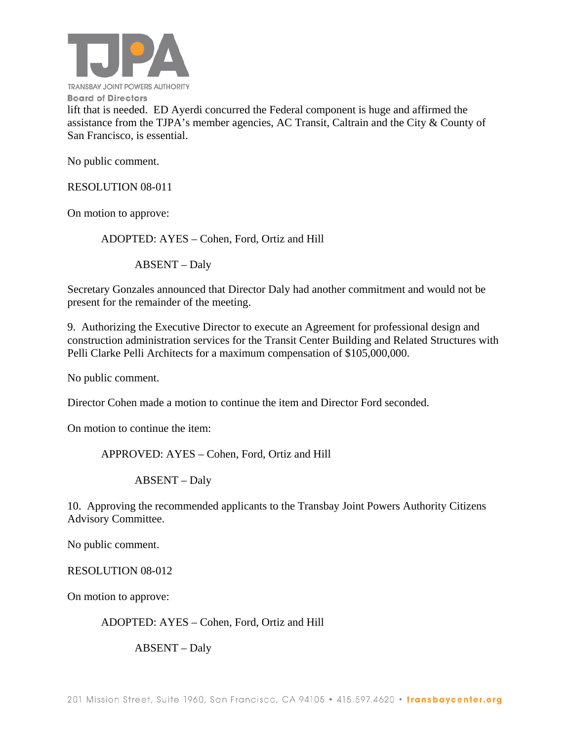lift that is needed. ED Ayerdi concurred the Federal component is huge and affirmed the assistance from the TJPA's member agencies, AC Transit, Caltrain and the City & County of San Francisco, is essential.

No public comment.

RESOLUTION 08-011

On motion to approve:

ADOPTED: AYES – Cohen, Ford, Ortiz and Hill

ABSENT – Daly

Secretary Gonzales announced that Director Daly had another commitment and would not be present for the remainder of the meeting.

9. Authorizing the Executive Director to execute an Agreement for professional design and construction administration services for the Transit Center Building and Related Structures with Pelli Clarke Pelli Architects for a maximum compensation of $105,000,000.

No public comment.

Director Cohen made a motion to continue the item and Director Ford seconded.

On motion to continue the item:

APPROVED: AYES – Cohen, Ford, Ortiz and Hill

ABSENT – Daly

10. Approving the recommended applicants to the Transbay Joint Powers Authority Citizens Advisory Committee.

No public comment.

RESOLUTION 08-012

On motion to approve:

ADOPTED: AYES – Cohen, Ford, Ortiz and Hill

ABSENT – Daly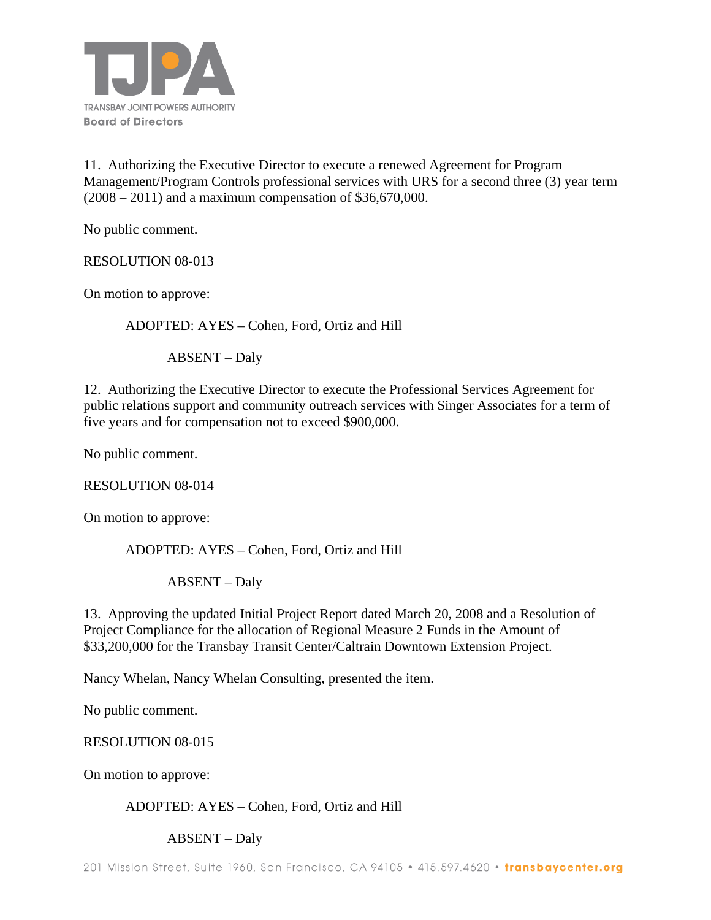11. Authorizing the Executive Director to execute a renewed Agreement for Program Management/Program Controls professional services with URS for a second three (3) year term (2008 – 2011) and a maximum compensation of $36,670,000.

No public comment.

RESOLUTION 08-013

On motion to approve:

ADOPTED: AYES – Cohen, Ford, Ortiz and Hill

ABSENT – Daly

12. Authorizing the Executive Director to execute the Professional Services Agreement for public relations support and community outreach services with Singer Associates for a term of five years and for compensation not to exceed $900,000.

No public comment.

RESOLUTION 08-014

On motion to approve:

ADOPTED: AYES – Cohen, Ford, Ortiz and Hill

ABSENT – Daly

13. Approving the updated Initial Project Report dated March 20, 2008 and a Resolution of Project Compliance for the allocation of Regional Measure 2 Funds in the Amount of $33,200,000 for the Transbay Transit Center/Caltrain Downtown Extension Project.

Nancy Whelan, Nancy Whelan Consulting, presented the item.

No public comment.

RESOLUTION 08-015

On motion to approve:

ADOPTED: AYES – Cohen, Ford, Ortiz and Hill

ABSENT – Daly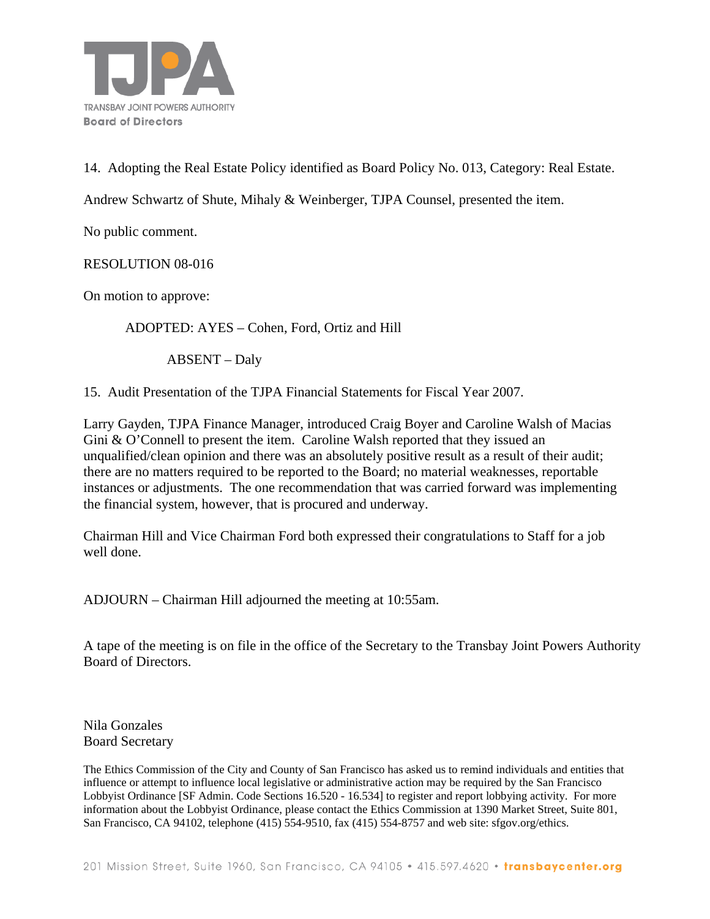TRANSBAY JOINT POWERS AUTHORITY
**Board of Directors**

14. Adopting the Real Estate Policy identified as Board Policy No. 013, Category: Real Estate.

Andrew Schwartz of Shute, Mihaly & Weinberger, TJPA Counsel, presented the item.

No public comment.

RESOLUTION 08-016

On motion to approve:

ADOPTED: AYES – Cohen, Ford, Ortiz and Hill

ABSENT – Daly

15. Audit Presentation of the TJPA Financial Statements for Fiscal Year 2007.

Larry Gayden, TJPA Finance Manager, introduced Craig Boyer and Caroline Walsh of Macias Gini & O'Connell to present the item. Caroline Walsh reported that they issued an unqualified/clean opinion and there was an absolutely positive result as a result of their audit; there are no matters required to be reported to the Board; no material weaknesses, reportable instances or adjustments. The one recommendation that was carried forward was implementing the financial system, however, that is procured and underway.

Chairman Hill and Vice Chairman Ford both expressed their congratulations to Staff for a job well done.

ADJOURN – Chairman Hill adjourned the meeting at 10:55am.

A tape of the meeting is on file in the office of the Secretary to the Transbay Joint Powers Authority Board of Directors.

Nila Gonzales
Board Secretary

The Ethics Commission of the City and County of San Francisco has asked us to remind individuals and entities that influence or attempt to influence local legislative or administrative action may be required by the San Francisco Lobbyist Ordinance [SF Admin. Code Sections 16.520 - 16.534] to register and report lobbying activity. For more information about the Lobbyist Ordinance, please contact the Ethics Commission at 1390 Market Street, Suite 801, San Francisco, CA 94102, telephone (415) 554-9510, fax (415) 554-8757 and web site: sfgov.org/ethics.